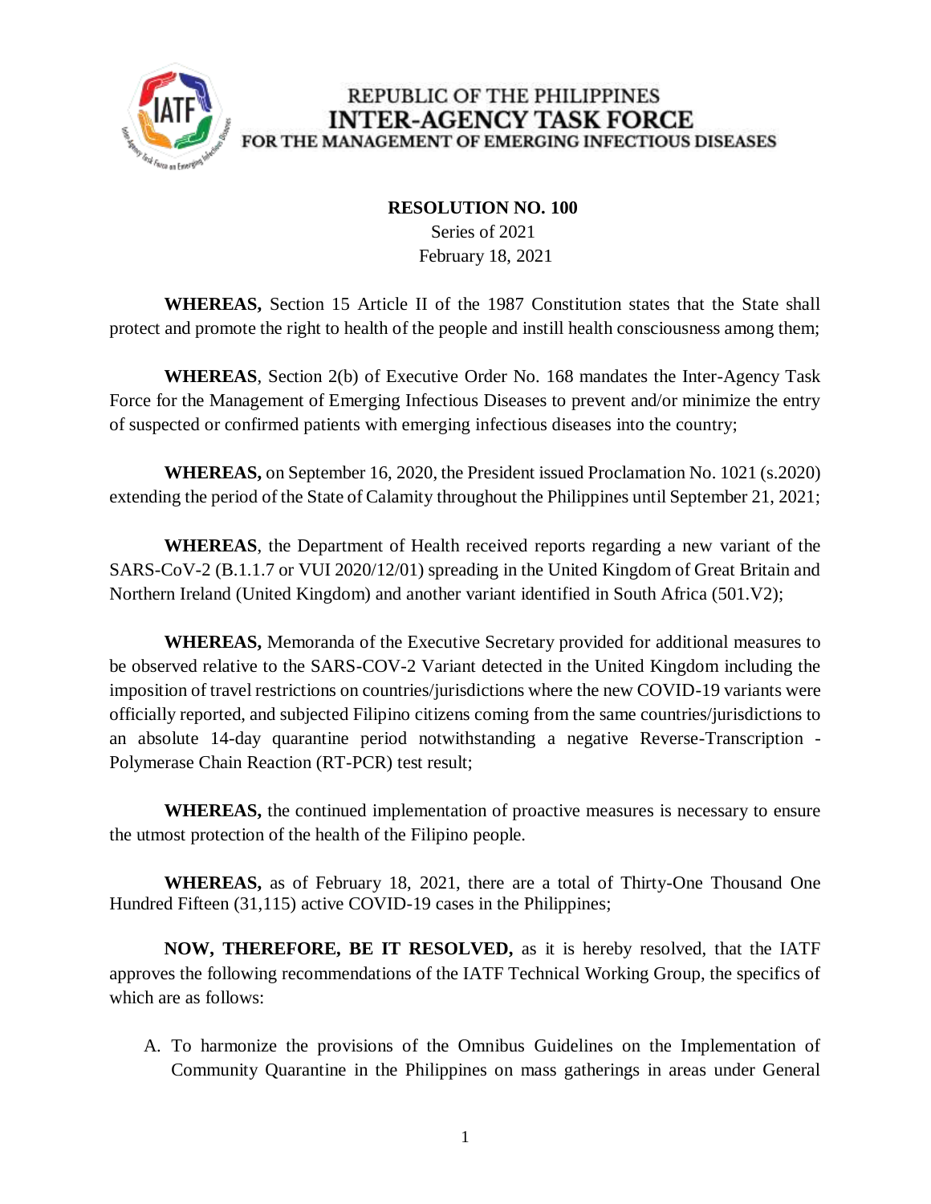REPUBLIC OF THE PHILIPPINES
**INTER-AGENCY TASK FORCE**
FOR THE MANAGEMENT OF EMERGING INFECTIOUS DISEASES

**RESOLUTION NO. 100**
Series of 2021
February 18, 2021

**WHEREAS,** Section 15 Article II of the 1987 Constitution states that the State shall protect and promote the right to health of the people and instill health consciousness among them;

**WHEREAS**, Section 2(b) of Executive Order No. 168 mandates the Inter-Agency Task Force for the Management of Emerging Infectious Diseases to prevent and/or minimize the entry of suspected or confirmed patients with emerging infectious diseases into the country;

**WHEREAS,** on September 16, 2020, the President issued Proclamation No. 1021 (s.2020) extending the period of the State of Calamity throughout the Philippines until September 21, 2021;

**WHEREAS**, the Department of Health received reports regarding a new variant of the SARS-CoV-2 (B.1.1.7 or VUI 2020/12/01) spreading in the United Kingdom of Great Britain and Northern Ireland (United Kingdom) and another variant identified in South Africa (501.V2);

**WHEREAS,** Memoranda of the Executive Secretary provided for additional measures to be observed relative to the SARS-COV-2 Variant detected in the United Kingdom including the imposition of travel restrictions on countries/jurisdictions where the new COVID-19 variants were officially reported, and subjected Filipino citizens coming from the same countries/jurisdictions to an absolute 14-day quarantine period notwithstanding a negative Reverse-Transcription - Polymerase Chain Reaction (RT-PCR) test result;

**WHEREAS,** the continued implementation of proactive measures is necessary to ensure the utmost protection of the health of the Filipino people.

**WHEREAS,** as of February 18, 2021, there are a total of Thirty-One Thousand One Hundred Fifteen (31,115) active COVID-19 cases in the Philippines;

**NOW, THEREFORE, BE IT RESOLVED,** as it is hereby resolved, that the IATF approves the following recommendations of the IATF Technical Working Group, the specifics of which are as follows:

A. To harmonize the provisions of the Omnibus Guidelines on the Implementation of Community Quarantine in the Philippines on mass gatherings in areas under General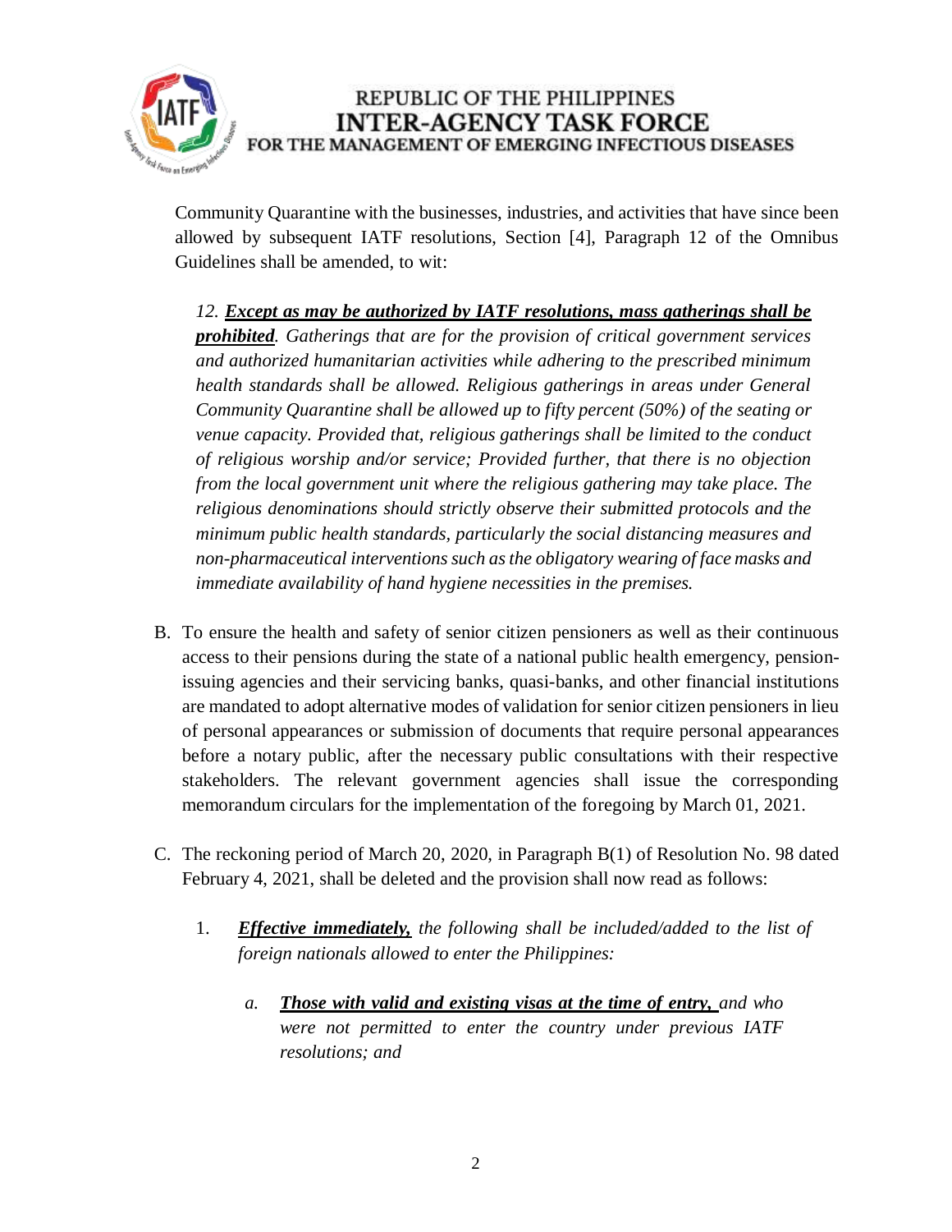Community Quarantine with the businesses, industries, and activities that have since been allowed by subsequent IATF resolutions, Section [4], Paragraph 12 of the Omnibus Guidelines shall be amended, to wit:

> *12.* ***<u>Except as may be authorized by IATF resolutions, mass gatherings shall be prohibited</u>****. Gatherings that are for the provision of critical government services and authorized humanitarian activities while adhering to the prescribed minimum health standards shall be allowed. Religious gatherings in areas under General Community Quarantine shall be allowed up to fifty percent (50%) of the seating or venue capacity. Provided that, religious gatherings shall be limited to the conduct of religious worship and/or service; Provided further, that there is no objection from the local government unit where the religious gathering may take place. The religious denominations should strictly observe their submitted protocols and the minimum public health standards, particularly the social distancing measures and non-pharmaceutical interventions such as the obligatory wearing of face masks and immediate availability of hand hygiene necessities in the premises.*

B. To ensure the health and safety of senior citizen pensioners as well as their continuous access to their pensions during the state of a national public health emergency, pension-issuing agencies and their servicing banks, quasi-banks, and other financial institutions are mandated to adopt alternative modes of validation for senior citizen pensioners in lieu of personal appearances or submission of documents that require personal appearances before a notary public, after the necessary public consultations with their respective stakeholders. The relevant government agencies shall issue the corresponding memorandum circulars for the implementation of the foregoing by March 01, 2021.

C. The reckoning period of March 20, 2020, in Paragraph B(1) of Resolution No. 98 dated February 4, 2021, shall be deleted and the provision shall now read as follows:

   1. ***<u>Effective immediately,</u>*** *the following shall be included/added to the list of foreign nationals allowed to enter the Philippines:*

      *a.* ***<u>Those with valid and existing visas at the time of entry,</u>*** *and who were not permitted to enter the country under previous IATF resolutions; and*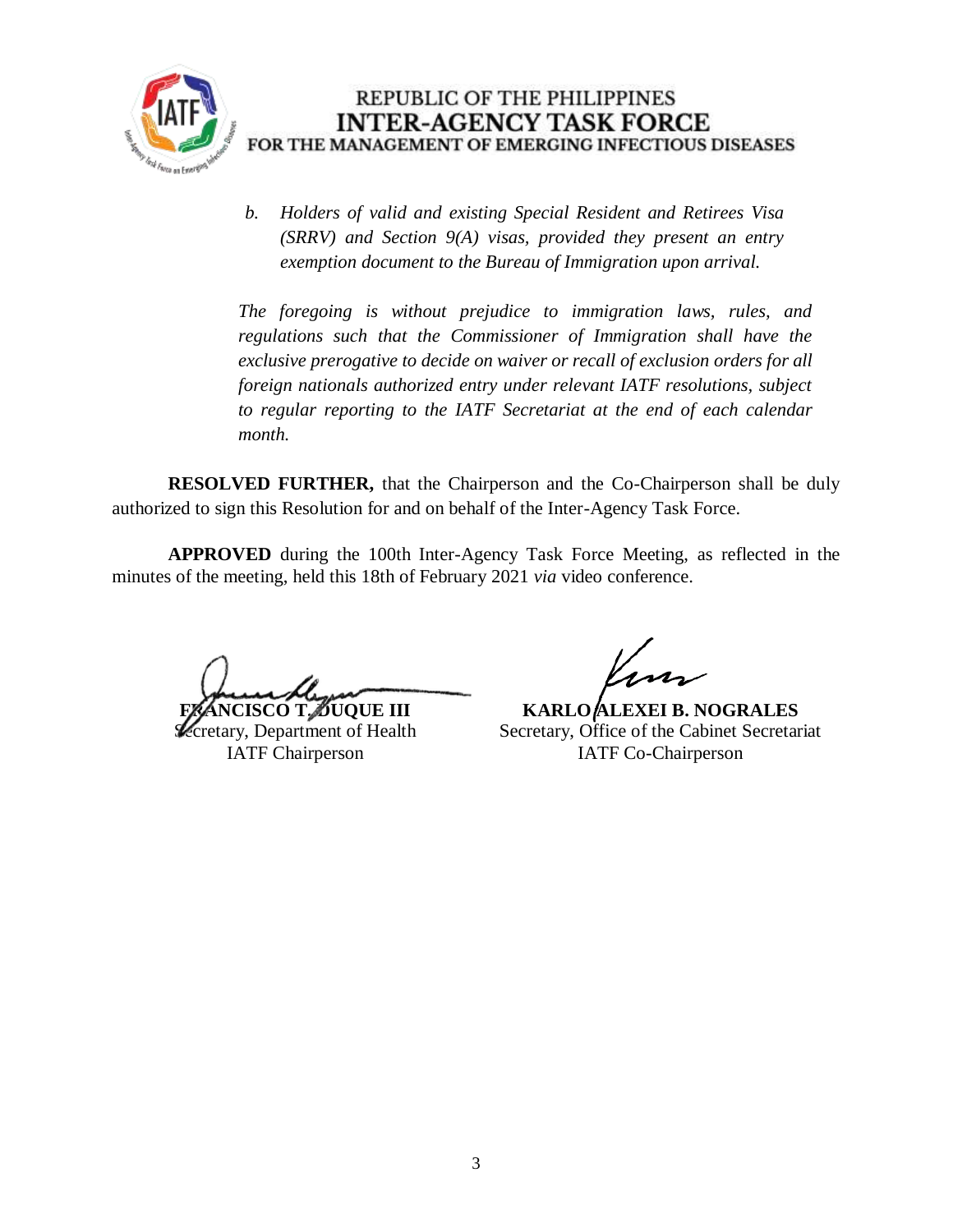*b. Holders of valid and existing Special Resident and Retirees Visa (SRRV) and Section 9(A) visas, provided they present an entry exemption document to the Bureau of Immigration upon arrival.*

*The foregoing is without prejudice to immigration laws, rules, and regulations such that the Commissioner of Immigration shall have the exclusive prerogative to decide on waiver or recall of exclusion orders for all foreign nationals authorized entry under relevant IATF resolutions, subject to regular reporting to the IATF Secretariat at the end of each calendar month.*

**RESOLVED FURTHER,** that the Chairperson and the Co-Chairperson shall be duly authorized to sign this Resolution for and on behalf of the Inter-Agency Task Force.

**APPROVED** during the 100th Inter-Agency Task Force Meeting, as reflected in the minutes of the meeting, held this 18th of February 2021 *via* video conference.

**FRANCISCO T. DUQUE III**
Secretary, Department of Health
IATF Chairperson

**KARLO ALEXEI B. NOGRALES**
Secretary, Office of the Cabinet Secretariat
IATF Co-Chairperson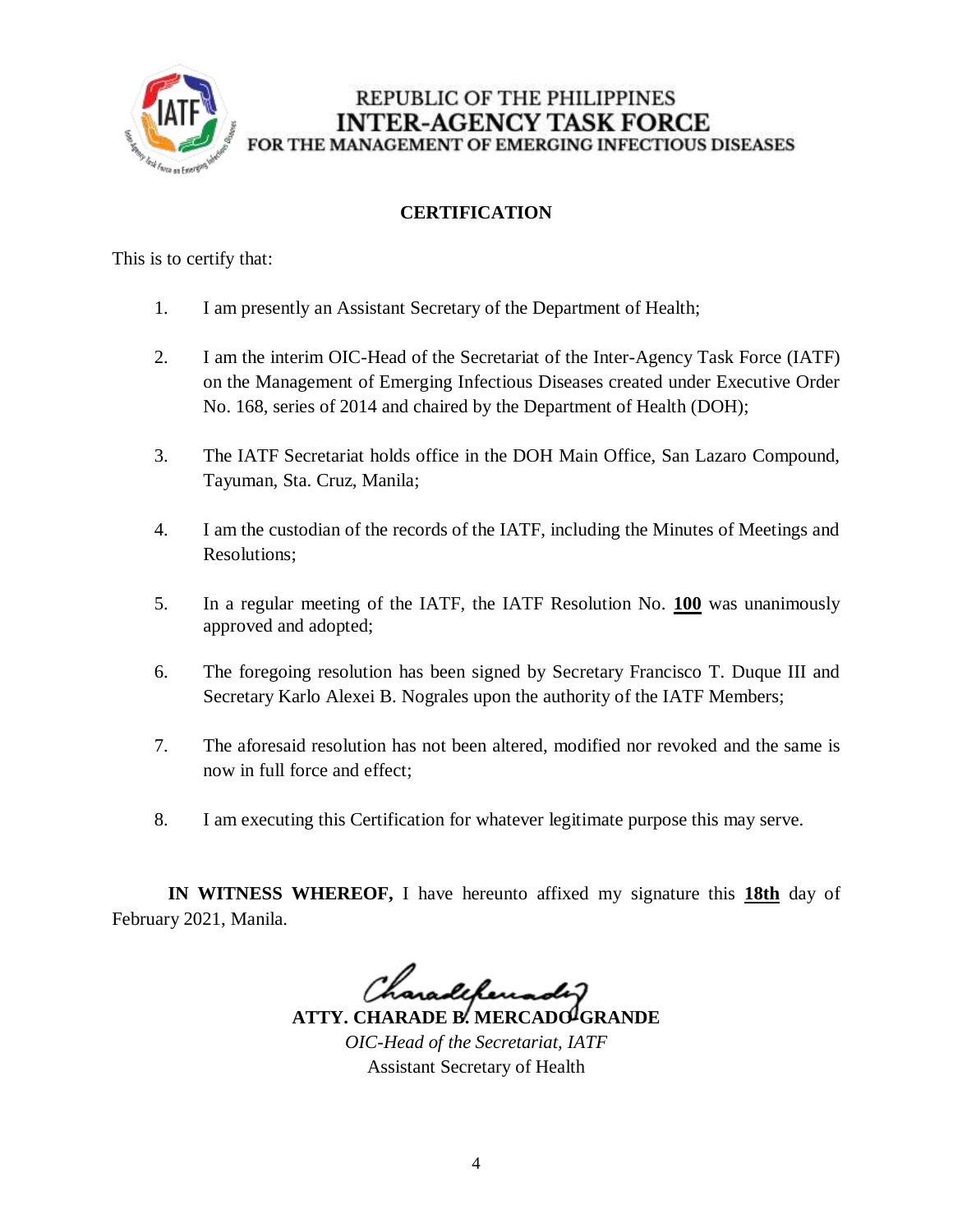REPUBLIC OF THE PHILIPPINES
**INTER-AGENCY TASK FORCE**
FOR THE MANAGEMENT OF EMERGING INFECTIOUS DISEASES

## CERTIFICATION

This is to certify that:

1. I am presently an Assistant Secretary of the Department of Health;

2. I am the interim OIC-Head of the Secretariat of the Inter-Agency Task Force (IATF) on the Management of Emerging Infectious Diseases created under Executive Order No. 168, series of 2014 and chaired by the Department of Health (DOH);

3. The IATF Secretariat holds office in the DOH Main Office, San Lazaro Compound, Tayuman, Sta. Cruz, Manila;

4. I am the custodian of the records of the IATF, including the Minutes of Meetings and Resolutions;

5. In a regular meeting of the IATF, the IATF Resolution No. **100** was unanimously approved and adopted;

6. The foregoing resolution has been signed by Secretary Francisco T. Duque III and Secretary Karlo Alexei B. Nograles upon the authority of the IATF Members;

7. The aforesaid resolution has not been altered, modified nor revoked and the same is now in full force and effect;

8. I am executing this Certification for whatever legitimate purpose this may serve.

**IN WITNESS WHEREOF,** I have hereunto affixed my signature this **18th** day of February 2021, Manila.

**ATTY. CHARADE B. MERCADO-GRANDE**
*OIC-Head of the Secretariat, IATF*
Assistant Secretary of Health